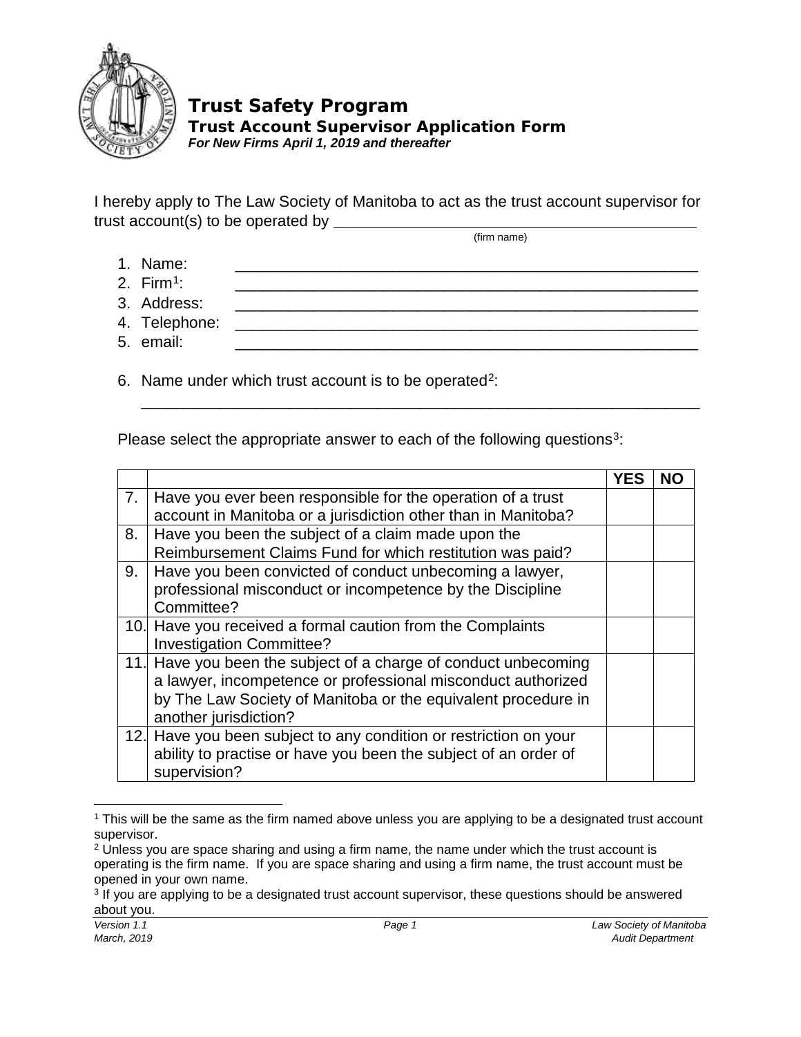# Trust Safety Program

## Trust Account Supervisor Application Form

***For New Firms April 1, 2019 and thereafter***

I hereby apply to The Law Society of Manitoba to act as the trust account supervisor for trust account(s) to be operated by ________________________________________
(firm name)

1. Name: ________________________________________
2. Firm[1]: ________________________________________
3. Address: ________________________________________
4. Telephone: ________________________________________
5. email: ________________________________________
6. Name under which trust account is to be operated[2]:
________________________________________

Please select the appropriate answer to each of the following questions[3]:

| | | YES | NO |
|---|---|---|---|
| 7. | Have you ever been responsible for the operation of a trust account in Manitoba or a jurisdiction other than in Manitoba? | | |
| 8. | Have you been the subject of a claim made upon the Reimbursement Claims Fund for which restitution was paid? | | |
| 9. | Have you been convicted of conduct unbecoming a lawyer, professional misconduct or incompetence by the Discipline Committee? | | |
| 10. | Have you received a formal caution from the Complaints Investigation Committee? | | |
| 11. | Have you been the subject of a charge of conduct unbecoming a lawyer, incompetence or professional misconduct authorized by The Law Society of Manitoba or the equivalent procedure in another jurisdiction? | | |
| 12. | Have you been subject to any condition or restriction on your ability to practise or have you been the subject of an order of supervision? | | |

[1] This will be the same as the firm named above unless you are applying to be a designated trust account supervisor.

[2] Unless you are space sharing and using a firm name, the name under which the trust account is operating is the firm name. If you are space sharing and using a firm name, the trust account must be opened in your own name.

[3] If you are applying to be a designated trust account supervisor, these questions should be answered about you.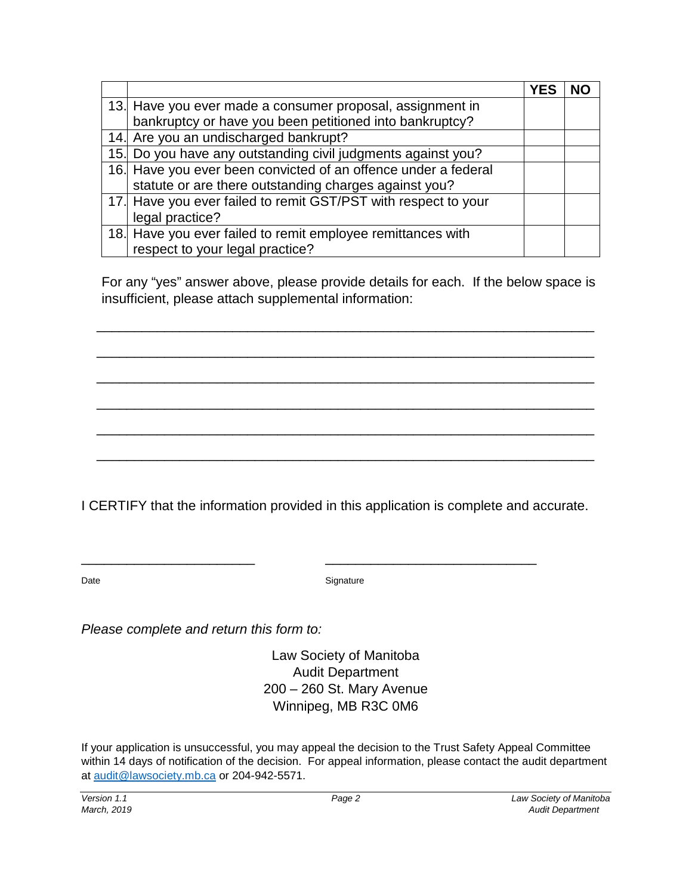| | | YES | NO |
|---|---|---|---|
| 13. | Have you ever made a consumer proposal, assignment in bankruptcy or have you been petitioned into bankruptcy? | | |
| 14. | Are you an undischarged bankrupt? | | |
| 15. | Do you have any outstanding civil judgments against you? | | |
| 16. | Have you ever been convicted of an offence under a federal statute or are there outstanding charges against you? | | |
| 17. | Have you ever failed to remit GST/PST with respect to your legal practice? | | |
| 18. | Have you ever failed to remit employee remittances with respect to your legal practice? | | |

For any "yes" answer above, please provide details for each. If the below space is insufficient, please attach supplemental information:

_______________________________________________________________

_______________________________________________________________

_______________________________________________________________

_______________________________________________________________

_______________________________________________________________

_______________________________________________________________

I CERTIFY that the information provided in this application is complete and accurate.

______________________ ______________________________

Date Signature

*Please complete and return this form to:*

Law Society of Manitoba
Audit Department
200 – 260 St. Mary Avenue
Winnipeg, MB R3C 0M6

If your application is unsuccessful, you may appeal the decision to the Trust Safety Appeal Committee within 14 days of notification of the decision. For appeal information, please contact the audit department at audit@lawsociety.mb.ca or 204-942-5571.

*Version 1.1*
*March, 2019*